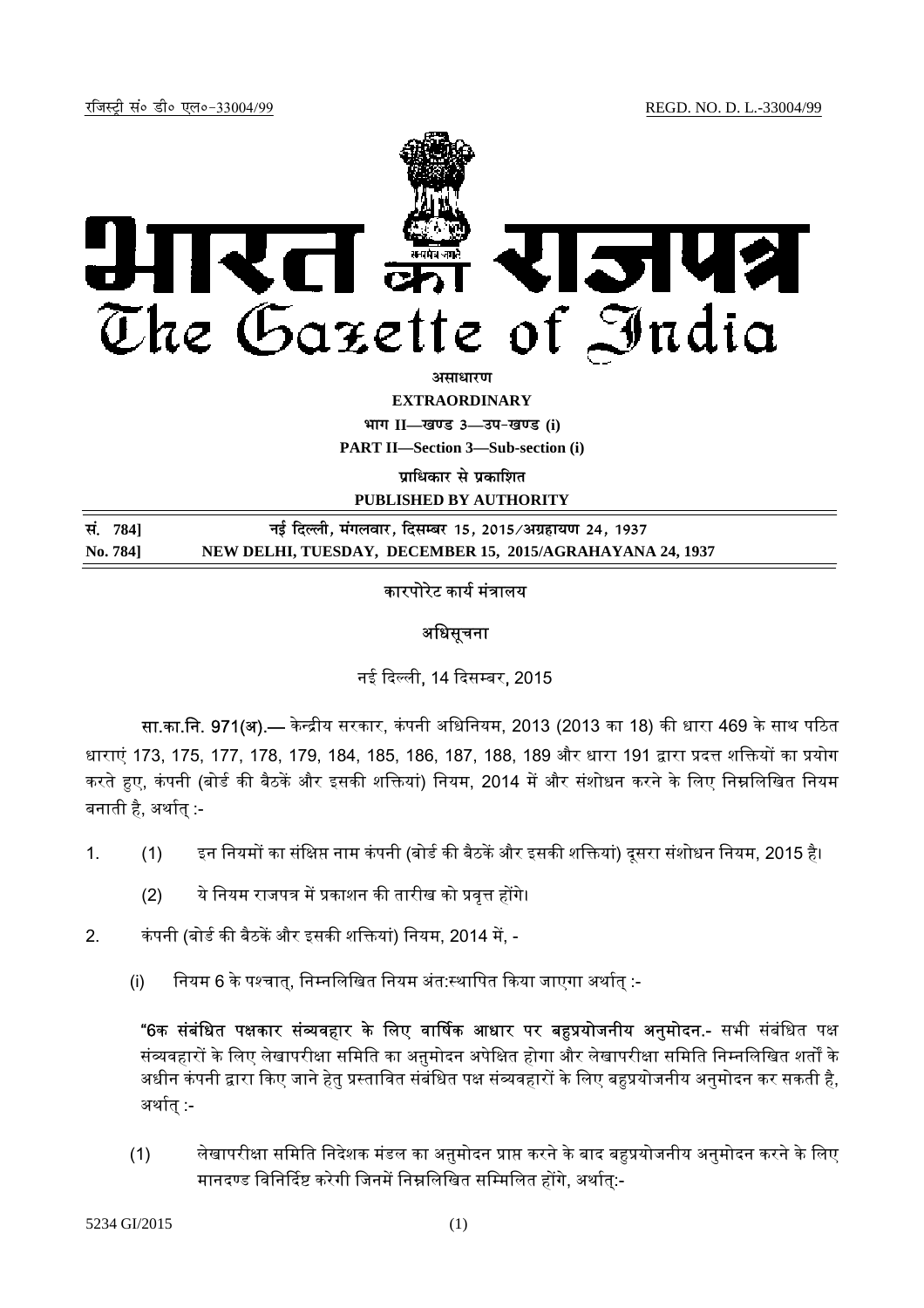रजिस्ट्री सं० डी० एल०-33004/99 REGD. NO. D. L.-33004/99

# भारत का राजपत्र
# The Gazette of India

**असाधारण**

**EXTRAORDINARY**

**भाग II—खण्ड 3—उप-खण्ड (i)**

**PART II—Section 3—Sub-section (i)**

**प्राधिकार से प्रकाशित**

**PUBLISHED BY AUTHORITY**

| सं. 784] | नई दिल्ली, मंगलवार, दिसम्बर 15, 2015/अग्रहायण 24, 1937 |
|---|---|
| **No. 784]** | **NEW DELHI, TUESDAY, DECEMBER 15, 2015/AGRAHAYANA 24, 1937** |

## कारपोरेट कार्य मंत्रालय

## अधिसूचना

नई दिल्ली, 14 दिसम्बर, 2015

**सा.का.नि. 971(अ).—** केन्द्रीय सरकार, कंपनी अधिनियम, 2013 (2013 का 18) की धारा 469 के साथ पठित धाराएं 173, 175, 177, 178, 179, 184, 185, 186, 187, 188, 189 और धारा 191 द्वारा प्रदत्त शक्तियों का प्रयोग करते हुए, कंपनी (बोर्ड की बैठकें और इसकी शक्तियां) नियम, 2014 में और संशोधन करने के लिए निम्नलिखित नियम बनाती है, अर्थात् :-

1. (1) इन नियमों का संक्षिप्त नाम कंपनी (बोर्ड की बैठकें और इसकी शक्तियां) दूसरा संशोधन नियम, 2015 है।

   (2) ये नियम राजपत्र में प्रकाशन की तारीख को प्रवृत्त होंगे।

2. कंपनी (बोर्ड की बैठकें और इसकी शक्तियां) नियम, 2014 में, -

   (i) नियम 6 के पश्चात्, निम्नलिखित नियम अंत:स्थापित किया जाएगा अर्थात् :-

**"6क संबंधित पक्षकार संव्यवहार के लिए वार्षिक आधार पर बहुप्रयोजनीय अनुमोदन.-** सभी संबंधित पक्ष संव्यवहारों के लिए लेखापरीक्षा समिति का अनुमोदन अपेक्षित होगा और लेखापरीक्षा समिति निम्नलिखित शर्तों के अधीन कंपनी द्वारा किए जाने हेतु प्रस्तावित संबंधित पक्ष संव्यवहारों के लिए बहुप्रयोजनीय अनुमोदन कर सकती है, अर्थात् :-

(1) लेखापरीक्षा समिति निदेशक मंडल का अनुमोदन प्राप्त करने के बाद बहुप्रयोजनीय अनुमोदन करने के लिए मानदण्ड विनिर्दिष्ट करेगी जिनमें निम्नलिखित सम्मिलित होंगे, अर्थात्:-

5234 GI/2015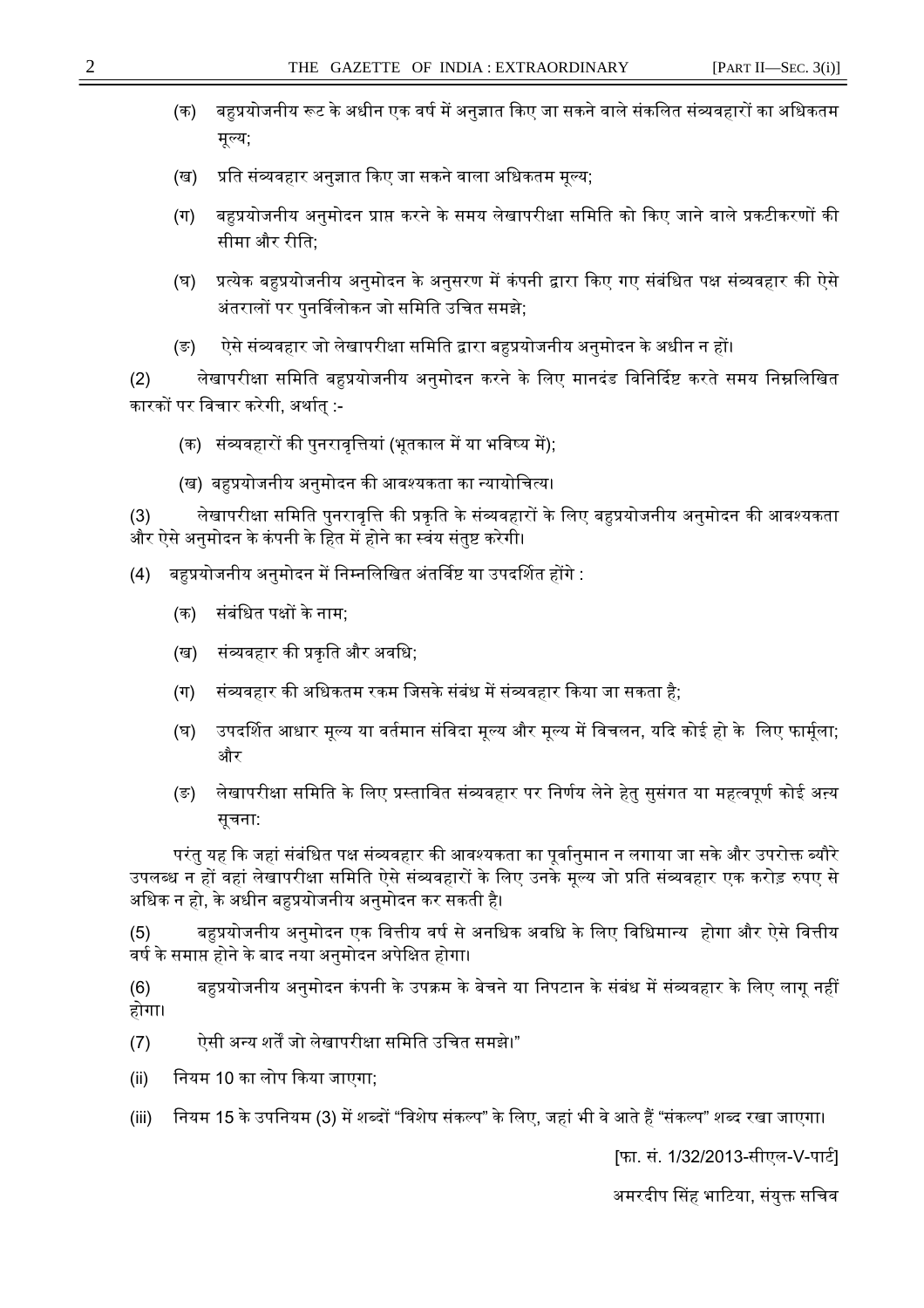(क) बहुप्रयोजनीय रूट के अधीन एक वर्ष में अनुज्ञात किए जा सकने वाले संकलित संव्यवहारों का अधिकतम मूल्य;

(ख) प्रति संव्यवहार अनुज्ञात किए जा सकने वाला अधिकतम मूल्य;

(ग) बहुप्रयोजनीय अनुमोदन प्राप्त करने के समय लेखापरीक्षा समिति को किए जाने वाले प्रकटीकरणों की सीमा और रीति;

(घ) प्रत्येक बहुप्रयोजनीय अनुमोदन के अनुसरण में कंपनी द्वारा किए गए संबंधित पक्ष संव्यवहार की ऐसे अंतरालों पर पुनर्विलोकन जो समिति उचित समझे;

(ङ) ऐसे संव्यवहार जो लेखापरीक्षा समिति द्वारा बहुप्रयोजनीय अनुमोदन के अधीन न हों।

(2) लेखापरीक्षा समिति बहुप्रयोजनीय अनुमोदन करने के लिए मानदंड विनिर्दिष्ट करते समय निम्नलिखित कारकों पर विचार करेगी, अर्थात् :-

(क) संव्यवहारों की पुनरावृत्तियां (भूतकाल में या भविष्य में);

(ख) बहुप्रयोजनीय अनुमोदन की आवश्यकता का न्यायोचित्य।

(3) लेखापरीक्षा समिति पुनरावृत्ति की प्रकृति के संव्यवहारों के लिए बहुप्रयोजनीय अनुमोदन की आवश्यकता और ऐसे अनुमोदन के कंपनी के हित में होने का स्वंय संतुष्ट करेगी।

(4) बहुप्रयोजनीय अनुमोदन में निम्नलिखित अंतर्विष्ट या उपदर्शित होंगे :

(क) संबंधित पक्षों के नाम;

(ख) संव्यवहार की प्रकृति और अवधि;

(ग) संव्यवहार की अधिकतम रकम जिसके संबंध में संव्यवहार किया जा सकता है;

(घ) उपदर्शित आधार मूल्य या वर्तमान संविदा मूल्य और मूल्य में विचलन, यदि कोई हो के लिए फार्मूला; और

(ङ) लेखापरीक्षा समिति के लिए प्रस्तावित संव्यवहार पर निर्णय लेने हेतु सुसंगत या महत्वपूर्ण कोई अन्य सूचना:

परंतु यह कि जहां संबंधित पक्ष संव्यवहार की आवश्यकता का पूर्वानुमान न लगाया जा सके और उपरोक्त ब्यौरे उपलब्ध न हों वहां लेखापरीक्षा समिति ऐसे संव्यवहारों के लिए उनके मूल्य जो प्रति संव्यवहार एक करोड़ रुपए से अधिक न हो, के अधीन बहुप्रयोजनीय अनुमोदन कर सकती है।

(5) बहुप्रयोजनीय अनुमोदन एक वित्तीय वर्ष से अनधिक अवधि के लिए विधिमान्य होगा और ऐसे वित्तीय वर्ष के समाप्त होने के बाद नया अनुमोदन अपेक्षित होगा।

(6) बहुप्रयोजनीय अनुमोदन कंपनी के उपक्रम के बेचने या निपटान के संबंध में संव्यवहार के लिए लागू नहीं होगा।

(7) ऐसी अन्य शर्तें जो लेखापरीक्षा समिति उचित समझे।"

(ii) नियम 10 का लोप किया जाएगा;

(iii) नियम 15 के उपनियम (3) में शब्दों "विशेष संकल्प" के लिए, जहां भी वे आते हैं "संकल्प" शब्द रखा जाएगा।

[फा. सं. 1/32/2013-सीएल-V-पार्ट]

अमरदीप सिंह भाटिया, संयुक्त सचिव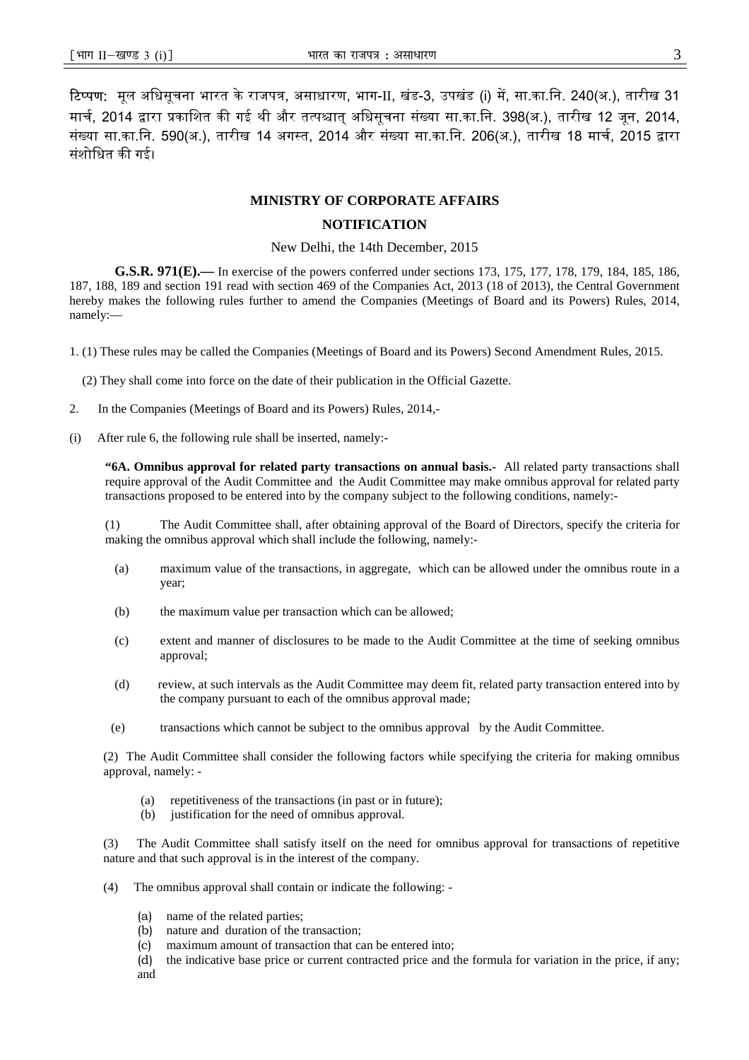टिप्पण: मूल अधिसूचना भारत के राजपत्र, असाधारण, भाग-II, खंड-3, उपखंड (i) में, सा.का.नि. 240(अ.), तारीख 31 मार्च, 2014 द्वारा प्रकाशित की गई थी और तत्पश्चात् अधिसूचना संख्या सा.का.नि. 398(अ.), तारीख 12 जून, 2014, संख्या सा.का.नि. 590(अ.), तारीख 14 अगस्त, 2014 और संख्या सा.का.नि. 206(अ.), तारीख 18 मार्च, 2015 द्वारा संशोधित की गई।

## MINISTRY OF CORPORATE AFFAIRS

## NOTIFICATION

New Delhi, the 14th December, 2015

**G.S.R. 971(E).—** In exercise of the powers conferred under sections 173, 175, 177, 178, 179, 184, 185, 186, 187, 188, 189 and section 191 read with section 469 of the Companies Act, 2013 (18 of 2013), the Central Government hereby makes the following rules further to amend the Companies (Meetings of Board and its Powers) Rules, 2014, namely:—

1. (1) These rules may be called the Companies (Meetings of Board and its Powers) Second Amendment Rules, 2015.

   (2) They shall come into force on the date of their publication in the Official Gazette.

2. In the Companies (Meetings of Board and its Powers) Rules, 2014,-

(i) After rule 6, the following rule shall be inserted, namely:-

**"6A. Omnibus approval for related party transactions on annual basis.-** All related party transactions shall require approval of the Audit Committee and the Audit Committee may make omnibus approval for related party transactions proposed to be entered into by the company subject to the following conditions, namely:-

(1) The Audit Committee shall, after obtaining approval of the Board of Directors, specify the criteria for making the omnibus approval which shall include the following, namely:-

(a) maximum value of the transactions, in aggregate, which can be allowed under the omnibus route in a year;

(b) the maximum value per transaction which can be allowed;

(c) extent and manner of disclosures to be made to the Audit Committee at the time of seeking omnibus approval;

(d) review, at such intervals as the Audit Committee may deem fit, related party transaction entered into by the company pursuant to each of the omnibus approval made;

(e) transactions which cannot be subject to the omnibus approval by the Audit Committee.

(2) The Audit Committee shall consider the following factors while specifying the criteria for making omnibus approval, namely: -

(a) repetitiveness of the transactions (in past or in future);
(b) justification for the need of omnibus approval.

(3) The Audit Committee shall satisfy itself on the need for omnibus approval for transactions of repetitive nature and that such approval is in the interest of the company.

(4) The omnibus approval shall contain or indicate the following: -

(a) name of the related parties;
(b) nature and duration of the transaction;
(c) maximum amount of transaction that can be entered into;
(d) the indicative base price or current contracted price and the formula for variation in the price, if any; and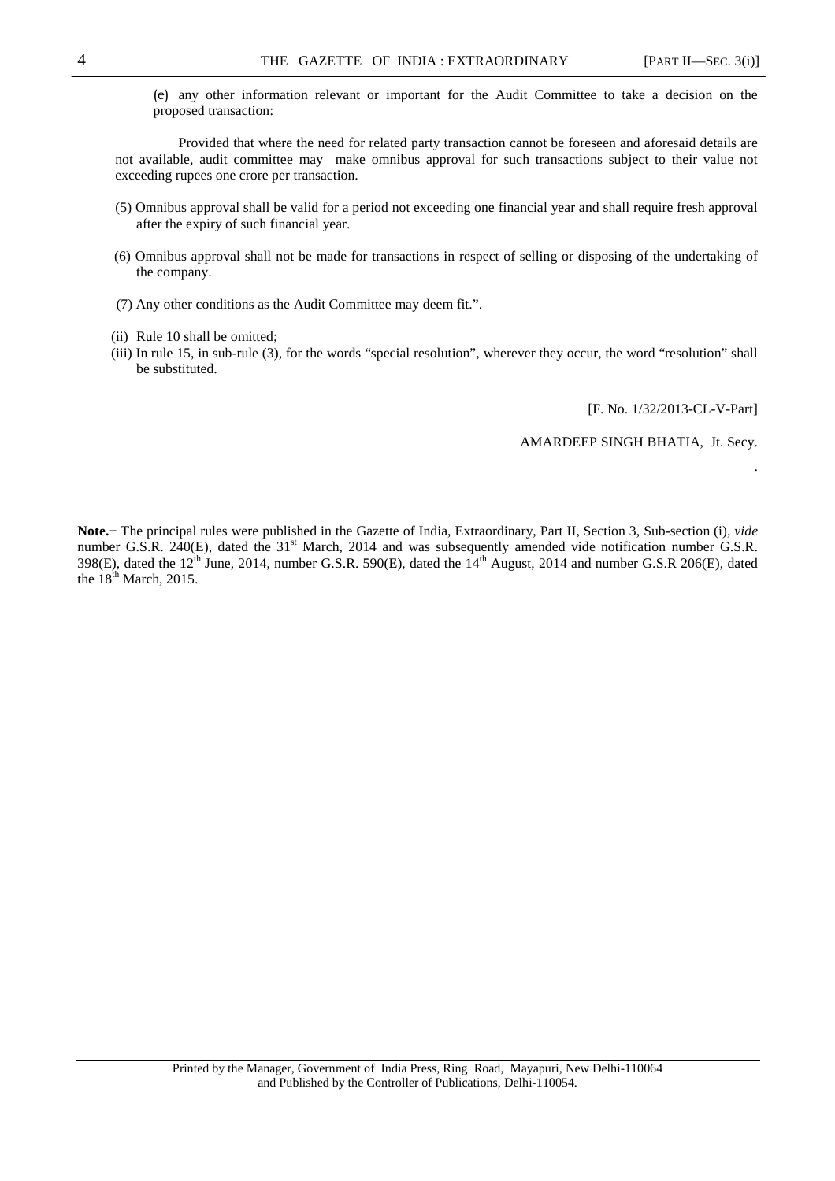(e) any other information relevant or important for the Audit Committee to take a decision on the proposed transaction:

Provided that where the need for related party transaction cannot be foreseen and aforesaid details are not available, audit committee may make omnibus approval for such transactions subject to their value not exceeding rupees one crore per transaction.

(5) Omnibus approval shall be valid for a period not exceeding one financial year and shall require fresh approval after the expiry of such financial year.

(6) Omnibus approval shall not be made for transactions in respect of selling or disposing of the undertaking of the company.

(7) Any other conditions as the Audit Committee may deem fit.".

(ii) Rule 10 shall be omitted;

(iii) In rule 15, in sub-rule (3), for the words "special resolution", wherever they occur, the word "resolution" shall be substituted.

[F. No. 1/32/2013-CL-V-Part]

AMARDEEP SINGH BHATIA, Jt. Secy.

**Note.**− The principal rules were published in the Gazette of India, Extraordinary, Part II, Section 3, Sub-section (i), *vide* number G.S.R. 240(E), dated the 31st March, 2014 and was subsequently amended vide notification number G.S.R. 398(E), dated the 12th June, 2014, number G.S.R. 590(E), dated the 14th August, 2014 and number G.S.R 206(E), dated the 18th March, 2015.

Printed by the Manager, Government of India Press, Ring Road, Mayapuri, New Delhi-110064 and Published by the Controller of Publications, Delhi-110054.